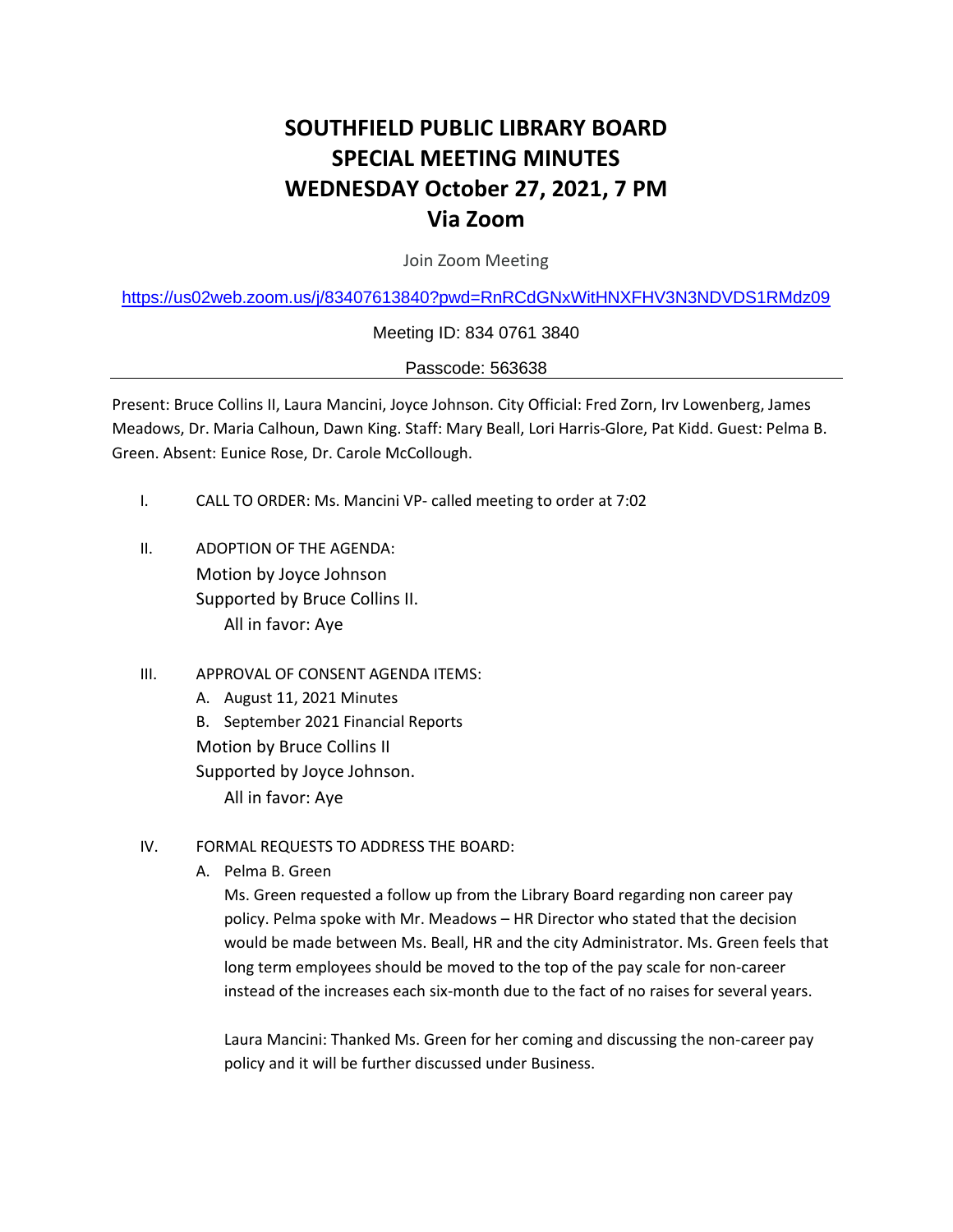# SOUTHFIELD PUBLIC LIBRARY BOARD
# SPECIAL MEETING MINUTES
# WEDNESDAY October 27, 2021, 7 PM
# Via Zoom

Join Zoom Meeting

https://us02web.zoom.us/j/83407613840?pwd=RnRCdGNxWitHNXFHV3N3NDVDS1RMdz09

Meeting ID: 834 0761 3840

Passcode: 563638

---

Present: Bruce Collins II, Laura Mancini, Joyce Johnson. City Official: Fred Zorn, Irv Lowenberg, James Meadows, Dr. Maria Calhoun, Dawn King. Staff: Mary Beall, Lori Harris-Glore, Pat Kidd. Guest: Pelma B. Green. Absent: Eunice Rose, Dr. Carole McCollough.

I. CALL TO ORDER: Ms. Mancini VP- called meeting to order at 7:02

II. ADOPTION OF THE AGENDA:
Motion by Joyce Johnson
Supported by Bruce Collins II.
All in favor: Aye

III. APPROVAL OF CONSENT AGENDA ITEMS:
A. August 11, 2021 Minutes
B. September 2021 Financial Reports
Motion by Bruce Collins II
Supported by Joyce Johnson.
All in favor: Aye

IV. FORMAL REQUESTS TO ADDRESS THE BOARD:
A. Pelma B. Green
Ms. Green requested a follow up from the Library Board regarding non career pay policy. Pelma spoke with Mr. Meadows – HR Director who stated that the decision would be made between Ms. Beall, HR and the city Administrator. Ms. Green feels that long term employees should be moved to the top of the pay scale for non-career instead of the increases each six-month due to the fact of no raises for several years.

Laura Mancini: Thanked Ms. Green for her coming and discussing the non-career pay policy and it will be further discussed under Business.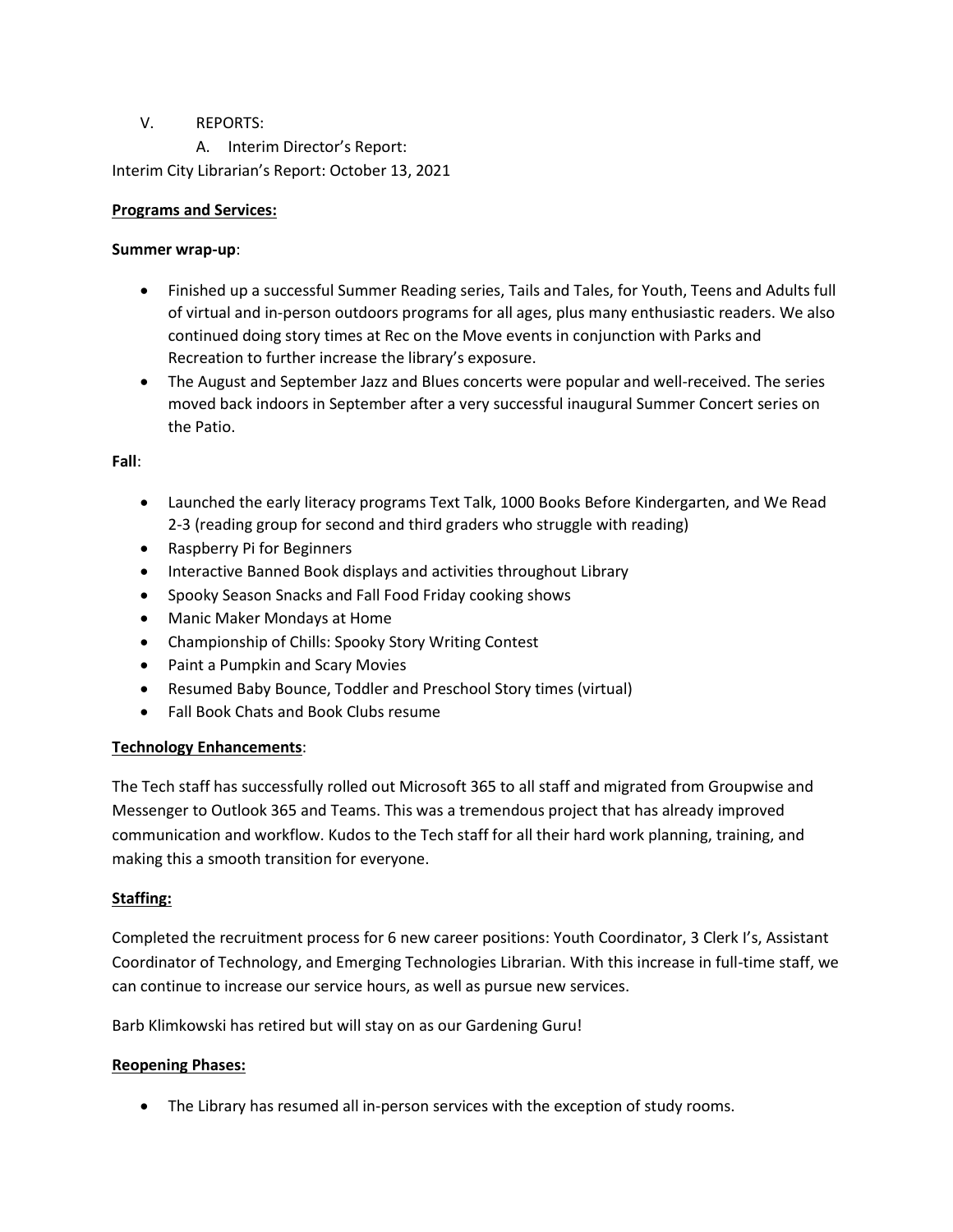V. REPORTS:

A. Interim Director's Report:

Interim City Librarian's Report: October 13, 2021

**Programs and Services:**

**Summer wrap-up**:

- Finished up a successful Summer Reading series, Tails and Tales, for Youth, Teens and Adults full of virtual and in-person outdoors programs for all ages, plus many enthusiastic readers. We also continued doing story times at Rec on the Move events in conjunction with Parks and Recreation to further increase the library's exposure.
- The August and September Jazz and Blues concerts were popular and well-received. The series moved back indoors in September after a very successful inaugural Summer Concert series on the Patio.

**Fall**:

- Launched the early literacy programs Text Talk, 1000 Books Before Kindergarten, and We Read 2-3 (reading group for second and third graders who struggle with reading)
- Raspberry Pi for Beginners
- Interactive Banned Book displays and activities throughout Library
- Spooky Season Snacks and Fall Food Friday cooking shows
- Manic Maker Mondays at Home
- Championship of Chills: Spooky Story Writing Contest
- Paint a Pumpkin and Scary Movies
- Resumed Baby Bounce, Toddler and Preschool Story times (virtual)
- Fall Book Chats and Book Clubs resume

**Technology Enhancements**:

The Tech staff has successfully rolled out Microsoft 365 to all staff and migrated from Groupwise and Messenger to Outlook 365 and Teams. This was a tremendous project that has already improved communication and workflow. Kudos to the Tech staff for all their hard work planning, training, and making this a smooth transition for everyone.

**Staffing:**

Completed the recruitment process for 6 new career positions: Youth Coordinator, 3 Clerk I's, Assistant Coordinator of Technology, and Emerging Technologies Librarian. With this increase in full-time staff, we can continue to increase our service hours, as well as pursue new services.

Barb Klimkowski has retired but will stay on as our Gardening Guru!

**Reopening Phases:**

- The Library has resumed all in-person services with the exception of study rooms.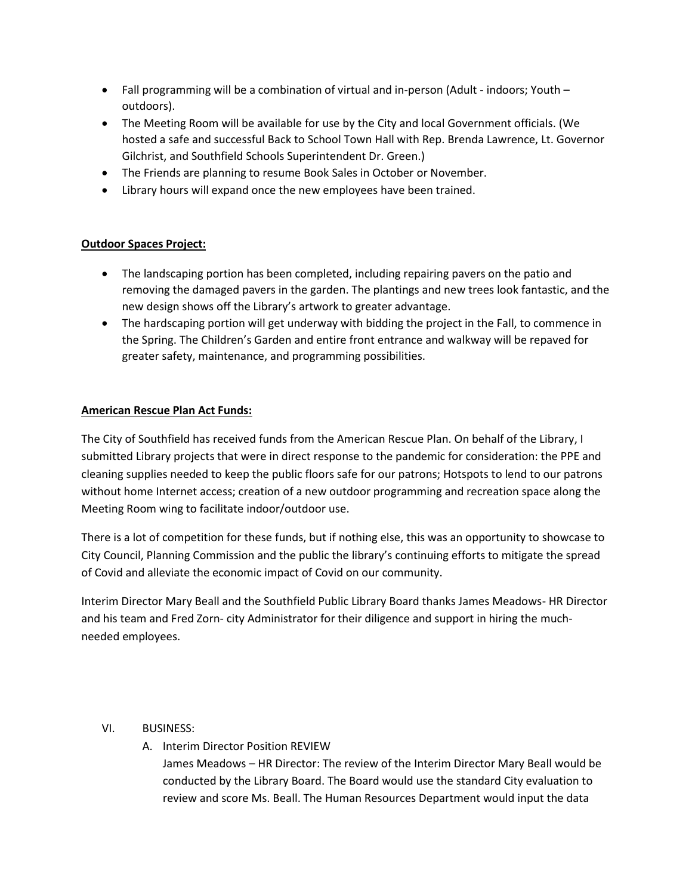- Fall programming will be a combination of virtual and in-person (Adult - indoors; Youth – outdoors).
- The Meeting Room will be available for use by the City and local Government officials. (We hosted a safe and successful Back to School Town Hall with Rep. Brenda Lawrence, Lt. Governor Gilchrist, and Southfield Schools Superintendent Dr. Green.)
- The Friends are planning to resume Book Sales in October or November.
- Library hours will expand once the new employees have been trained.

**<u>Outdoor Spaces Project:</u>**

- The landscaping portion has been completed, including repairing pavers on the patio and removing the damaged pavers in the garden. The plantings and new trees look fantastic, and the new design shows off the Library's artwork to greater advantage.
- The hardscaping portion will get underway with bidding the project in the Fall, to commence in the Spring. The Children's Garden and entire front entrance and walkway will be repaved for greater safety, maintenance, and programming possibilities.

**<u>American Rescue Plan Act Funds:</u>**

The City of Southfield has received funds from the American Rescue Plan. On behalf of the Library, I submitted Library projects that were in direct response to the pandemic for consideration: the PPE and cleaning supplies needed to keep the public floors safe for our patrons; Hotspots to lend to our patrons without home Internet access; creation of a new outdoor programming and recreation space along the Meeting Room wing to facilitate indoor/outdoor use.

There is a lot of competition for these funds, but if nothing else, this was an opportunity to showcase to City Council, Planning Commission and the public the library's continuing efforts to mitigate the spread of Covid and alleviate the economic impact of Covid on our community.

Interim Director Mary Beall and the Southfield Public Library Board thanks James Meadows- HR Director and his team and Fred Zorn- city Administrator for their diligence and support in hiring the much-needed employees.

VI. BUSINESS:

A. Interim Director Position REVIEW

James Meadows – HR Director: The review of the Interim Director Mary Beall would be conducted by the Library Board. The Board would use the standard City evaluation to review and score Ms. Beall. The Human Resources Department would input the data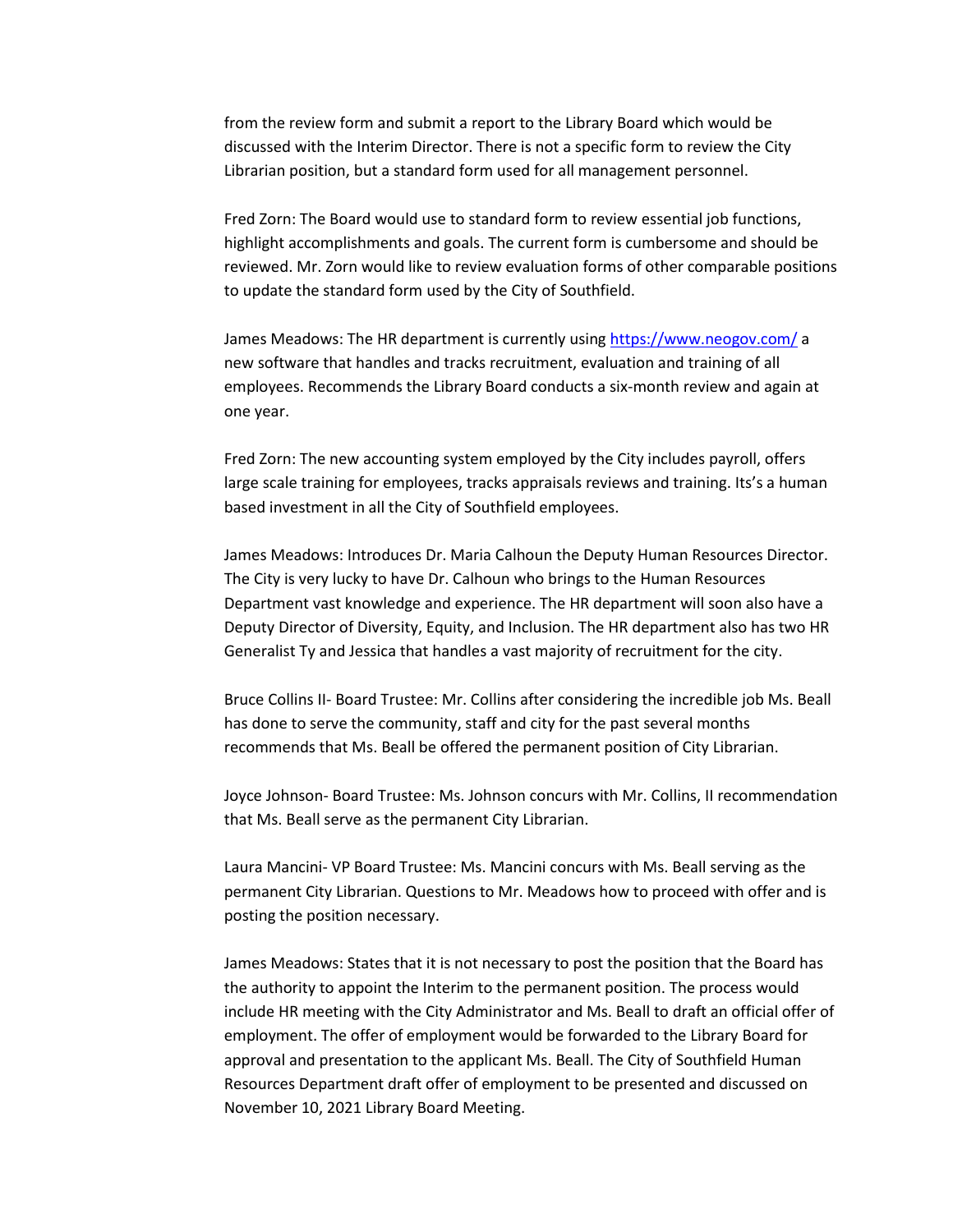from the review form and submit a report to the Library Board which would be discussed with the Interim Director. There is not a specific form to review the City Librarian position, but a standard form used for all management personnel.

Fred Zorn: The Board would use to standard form to review essential job functions, highlight accomplishments and goals. The current form is cumbersome and should be reviewed. Mr. Zorn would like to review evaluation forms of other comparable positions to update the standard form used by the City of Southfield.

James Meadows: The HR department is currently using [https://www.neogov.com/](https://www.neogov.com/) a new software that handles and tracks recruitment, evaluation and training of all employees. Recommends the Library Board conducts a six-month review and again at one year.

Fred Zorn: The new accounting system employed by the City includes payroll, offers large scale training for employees, tracks appraisals reviews and training. Its's a human based investment in all the City of Southfield employees.

James Meadows: Introduces Dr. Maria Calhoun the Deputy Human Resources Director. The City is very lucky to have Dr. Calhoun who brings to the Human Resources Department vast knowledge and experience. The HR department will soon also have a Deputy Director of Diversity, Equity, and Inclusion. The HR department also has two HR Generalist Ty and Jessica that handles a vast majority of recruitment for the city.

Bruce Collins II- Board Trustee: Mr. Collins after considering the incredible job Ms. Beall has done to serve the community, staff and city for the past several months recommends that Ms. Beall be offered the permanent position of City Librarian.

Joyce Johnson- Board Trustee: Ms. Johnson concurs with Mr. Collins, II recommendation that Ms. Beall serve as the permanent City Librarian.

Laura Mancini- VP Board Trustee: Ms. Mancini concurs with Ms. Beall serving as the permanent City Librarian. Questions to Mr. Meadows how to proceed with offer and is posting the position necessary.

James Meadows: States that it is not necessary to post the position that the Board has the authority to appoint the Interim to the permanent position. The process would include HR meeting with the City Administrator and Ms. Beall to draft an official offer of employment. The offer of employment would be forwarded to the Library Board for approval and presentation to the applicant Ms. Beall. The City of Southfield Human Resources Department draft offer of employment to be presented and discussed on November 10, 2021 Library Board Meeting.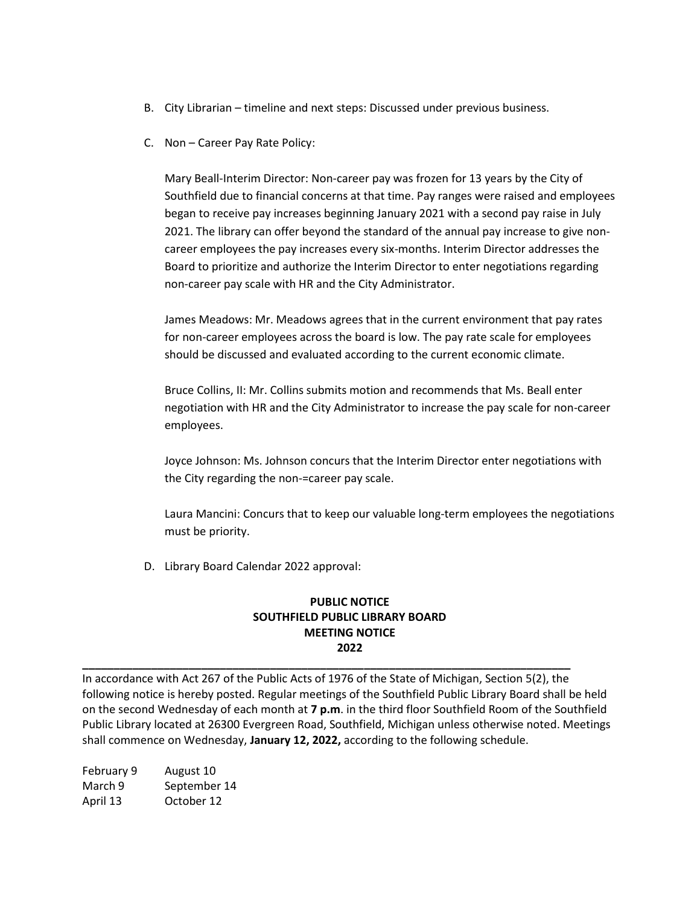B. City Librarian – timeline and next steps: Discussed under previous business.

C. Non – Career Pay Rate Policy:

   Mary Beall-Interim Director: Non-career pay was frozen for 13 years by the City of Southfield due to financial concerns at that time. Pay ranges were raised and employees began to receive pay increases beginning January 2021 with a second pay raise in July 2021. The library can offer beyond the standard of the annual pay increase to give non-career employees the pay increases every six-months. Interim Director addresses the Board to prioritize and authorize the Interim Director to enter negotiations regarding non-career pay scale with HR and the City Administrator.

   James Meadows: Mr. Meadows agrees that in the current environment that pay rates for non-career employees across the board is low. The pay rate scale for employees should be discussed and evaluated according to the current economic climate.

   Bruce Collins, II: Mr. Collins submits motion and recommends that Ms. Beall enter negotiation with HR and the City Administrator to increase the pay scale for non-career employees.

   Joyce Johnson: Ms. Johnson concurs that the Interim Director enter negotiations with the City regarding the non-=career pay scale.

   Laura Mancini: Concurs that to keep our valuable long-term employees the negotiations must be priority.

D. Library Board Calendar 2022 approval:

**PUBLIC NOTICE**
**SOUTHFIELD PUBLIC LIBRARY BOARD**
**MEETING NOTICE**
**2022**

---

In accordance with Act 267 of the Public Acts of 1976 of the State of Michigan, Section 5(2), the following notice is hereby posted. Regular meetings of the Southfield Public Library Board shall be held on the second Wednesday of each month at **7 p.m**. in the third floor Southfield Room of the Southfield Public Library located at 26300 Evergreen Road, Southfield, Michigan unless otherwise noted. Meetings shall commence on Wednesday, **January 12, 2022,** according to the following schedule.

| | |
|---|---|
| February 9 | August 10 |
| March 9 | September 14 |
| April 13 | October 12 |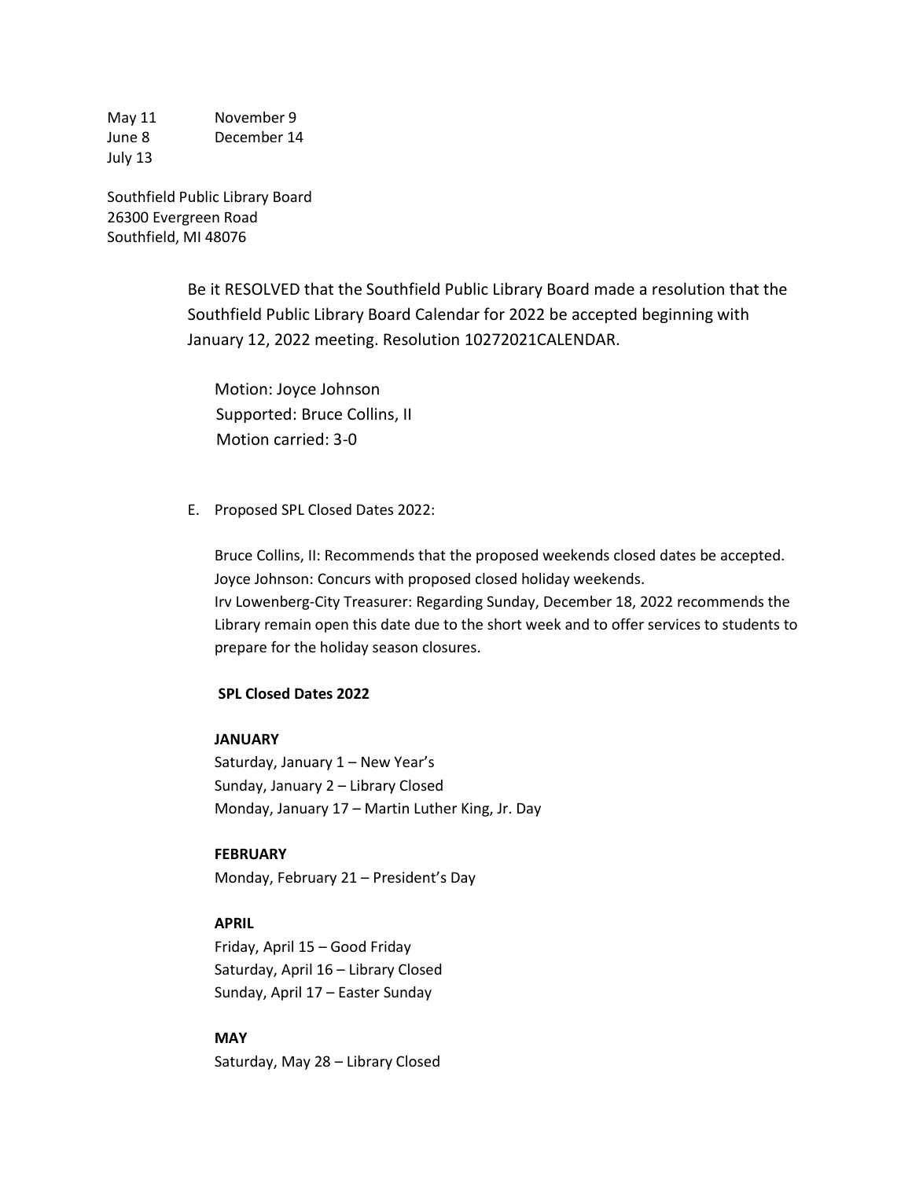| | |
|---|---|
| May 11 | November 9 |
| June 8 | December 14 |
| July 13 | |

Southfield Public Library Board
26300 Evergreen Road
Southfield, MI 48076

Be it RESOLVED that the Southfield Public Library Board made a resolution that the Southfield Public Library Board Calendar for 2022 be accepted beginning with January 12, 2022 meeting. Resolution 10272021CALENDAR.

Motion: Joyce Johnson
Supported: Bruce Collins, II
Motion carried: 3-0

E. Proposed SPL Closed Dates 2022:

Bruce Collins, II: Recommends that the proposed weekends closed dates be accepted.
Joyce Johnson: Concurs with proposed closed holiday weekends.
Irv Lowenberg-City Treasurer: Regarding Sunday, December 18, 2022 recommends the Library remain open this date due to the short week and to offer services to students to prepare for the holiday season closures.

**SPL Closed Dates 2022**

**JANUARY**
Saturday, January 1 – New Year's
Sunday, January 2 – Library Closed
Monday, January 17 – Martin Luther King, Jr. Day

**FEBRUARY**
Monday, February 21 – President's Day

**APRIL**
Friday, April 15 – Good Friday
Saturday, April 16 – Library Closed
Sunday, April 17 – Easter Sunday

**MAY**
Saturday, May 28 – Library Closed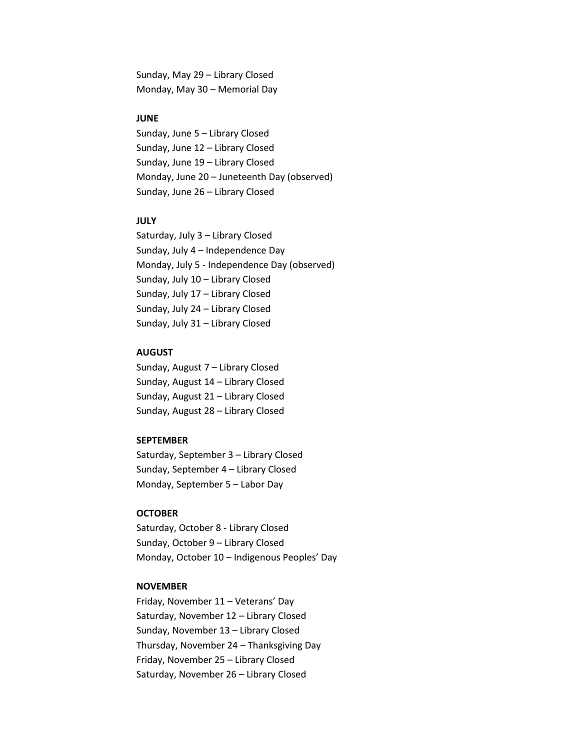Sunday, May 29 – Library Closed
Monday, May 30 – Memorial Day

**JUNE**
Sunday, June 5 – Library Closed
Sunday, June 12 – Library Closed
Sunday, June 19 – Library Closed
Monday, June 20 – Juneteenth Day (observed)
Sunday, June 26 – Library Closed

**JULY**
Saturday, July 3 – Library Closed
Sunday, July 4 – Independence Day
Monday, July 5 - Independence Day (observed)
Sunday, July 10 – Library Closed
Sunday, July 17 – Library Closed
Sunday, July 24 – Library Closed
Sunday, July 31 – Library Closed

**AUGUST**
Sunday, August 7 – Library Closed
Sunday, August 14 – Library Closed
Sunday, August 21 – Library Closed
Sunday, August 28 – Library Closed

**SEPTEMBER**
Saturday, September 3 – Library Closed
Sunday, September 4 – Library Closed
Monday, September 5 – Labor Day

**OCTOBER**
Saturday, October 8 - Library Closed
Sunday, October 9 – Library Closed
Monday, October 10 – Indigenous Peoples' Day

**NOVEMBER**
Friday, November 11 – Veterans' Day
Saturday, November 12 – Library Closed
Sunday, November 13 – Library Closed
Thursday, November 24 – Thanksgiving Day
Friday, November 25 – Library Closed
Saturday, November 26 – Library Closed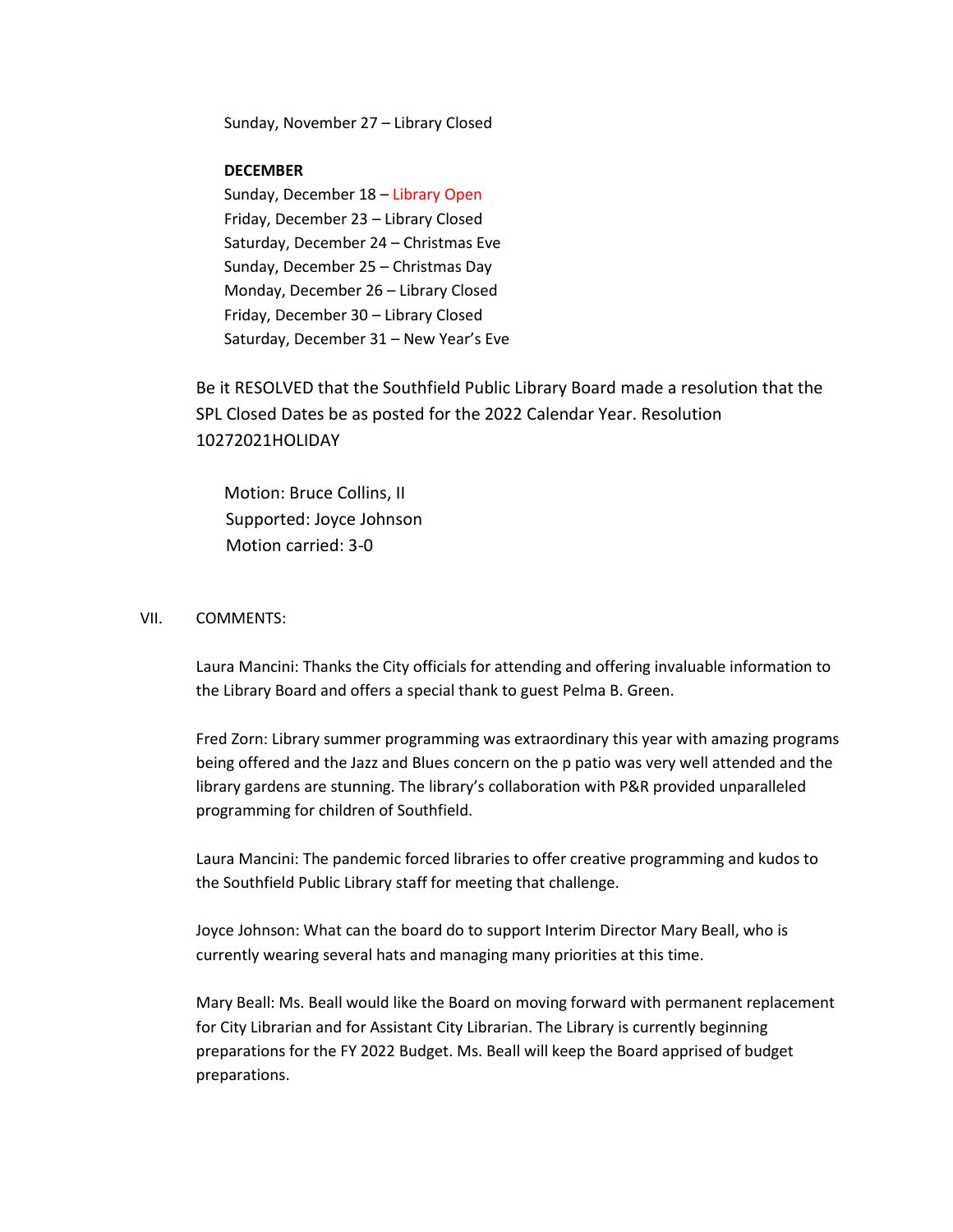Sunday, November 27 – Library Closed

**DECEMBER**

Sunday, December 18 – Library Open
Friday, December 23 – Library Closed
Saturday, December 24 – Christmas Eve
Sunday, December 25 – Christmas Day
Monday, December 26 – Library Closed
Friday, December 30 – Library Closed
Saturday, December 31 – New Year's Eve

Be it RESOLVED that the Southfield Public Library Board made a resolution that the SPL Closed Dates be as posted for the 2022 Calendar Year. Resolution 10272021HOLIDAY

Motion: Bruce Collins, II
Supported: Joyce Johnson
Motion carried: 3-0

VII. COMMENTS:

Laura Mancini: Thanks the City officials for attending and offering invaluable information to the Library Board and offers a special thank to guest Pelma B. Green.

Fred Zorn: Library summer programming was extraordinary this year with amazing programs being offered and the Jazz and Blues concern on the p patio was very well attended and the library gardens are stunning. The library's collaboration with P&R provided unparalleled programming for children of Southfield.

Laura Mancini: The pandemic forced libraries to offer creative programming and kudos to the Southfield Public Library staff for meeting that challenge.

Joyce Johnson: What can the board do to support Interim Director Mary Beall, who is currently wearing several hats and managing many priorities at this time.

Mary Beall: Ms. Beall would like the Board on moving forward with permanent replacement for City Librarian and for Assistant City Librarian. The Library is currently beginning preparations for the FY 2022 Budget. Ms. Beall will keep the Board apprised of budget preparations.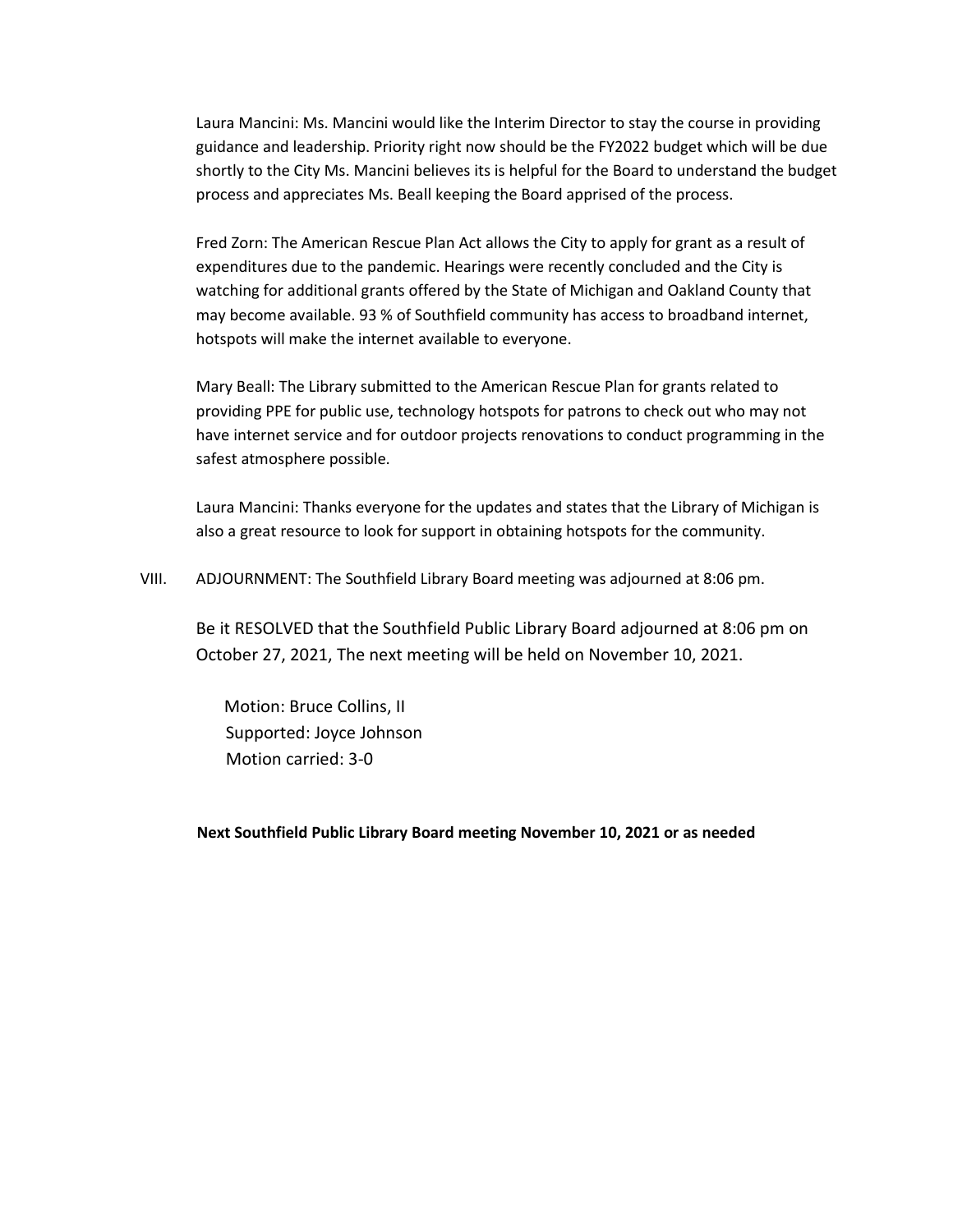Laura Mancini: Ms. Mancini would like the Interim Director to stay the course in providing guidance and leadership. Priority right now should be the FY2022 budget which will be due shortly to the City Ms. Mancini believes its is helpful for the Board to understand the budget process and appreciates Ms. Beall keeping the Board apprised of the process.

Fred Zorn: The American Rescue Plan Act allows the City to apply for grant as a result of expenditures due to the pandemic. Hearings were recently concluded and the City is watching for additional grants offered by the State of Michigan and Oakland County that may become available. 93 % of Southfield community has access to broadband internet, hotspots will make the internet available to everyone.

Mary Beall: The Library submitted to the American Rescue Plan for grants related to providing PPE for public use, technology hotspots for patrons to check out who may not have internet service and for outdoor projects renovations to conduct programming in the safest atmosphere possible.

Laura Mancini: Thanks everyone for the updates and states that the Library of Michigan is also a great resource to look for support in obtaining hotspots for the community.

VIII. ADJOURNMENT: The Southfield Library Board meeting was adjourned at 8:06 pm.

Be it RESOLVED that the Southfield Public Library Board adjourned at 8:06 pm on October 27, 2021, The next meeting will be held on November 10, 2021.

Motion: Bruce Collins, II
Supported: Joyce Johnson
Motion carried: 3-0

**Next Southfield Public Library Board meeting November 10, 2021 or as needed**